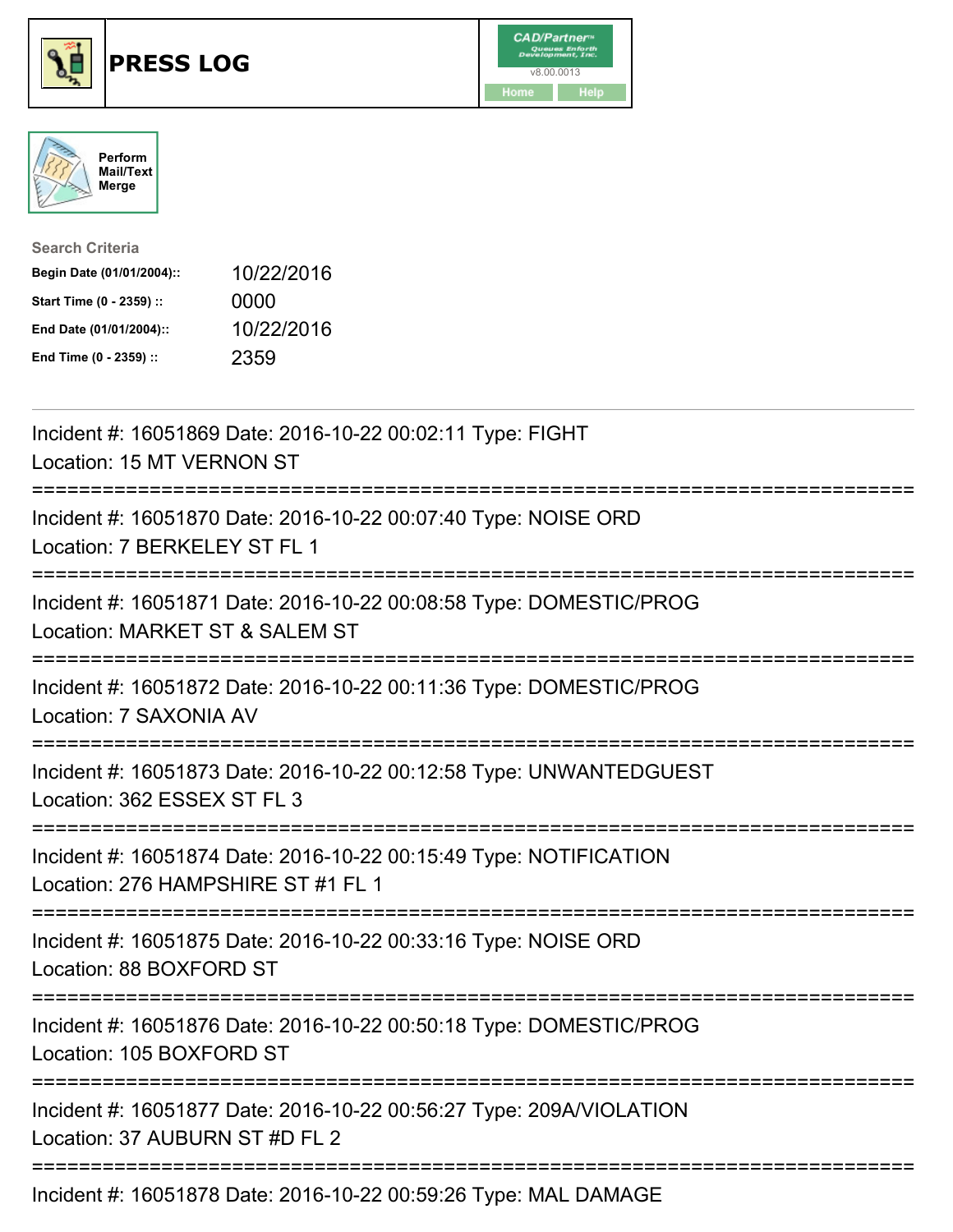# PRESS LOG

CAD/Partner v8.00.0013

Home | Help

Perform Mail/Text Merge

**Search Criteria**

| | |
|---|---|
| **Begin Date (01/01/2004)::** | 10/22/2016 |
| **Start Time (0 - 2359) ::** | 0000 |
| **End Date (01/01/2004)::** | 10/22/2016 |
| **End Time (0 - 2359) ::** | 2359 |

---

Incident #: 16051869 Date: 2016-10-22 00:02:11 Type: FIGHT
Location: 15 MT VERNON ST

===========================================================================

Incident #: 16051870 Date: 2016-10-22 00:07:40 Type: NOISE ORD
Location: 7 BERKELEY ST FL 1

===========================================================================

Incident #: 16051871 Date: 2016-10-22 00:08:58 Type: DOMESTIC/PROG
Location: MARKET ST & SALEM ST

===========================================================================

Incident #: 16051872 Date: 2016-10-22 00:11:36 Type: DOMESTIC/PROG
Location: 7 SAXONIA AV

===========================================================================

Incident #: 16051873 Date: 2016-10-22 00:12:58 Type: UNWANTEDGUEST
Location: 362 ESSEX ST FL 3

===========================================================================

Incident #: 16051874 Date: 2016-10-22 00:15:49 Type: NOTIFICATION
Location: 276 HAMPSHIRE ST #1 FL 1

===========================================================================

Incident #: 16051875 Date: 2016-10-22 00:33:16 Type: NOISE ORD
Location: 88 BOXFORD ST

===========================================================================

Incident #: 16051876 Date: 2016-10-22 00:50:18 Type: DOMESTIC/PROG
Location: 105 BOXFORD ST

===========================================================================

Incident #: 16051877 Date: 2016-10-22 00:56:27 Type: 209A/VIOLATION
Location: 37 AUBURN ST #D FL 2

===========================================================================

Incident #: 16051878 Date: 2016-10-22 00:59:26 Type: MAL DAMAGE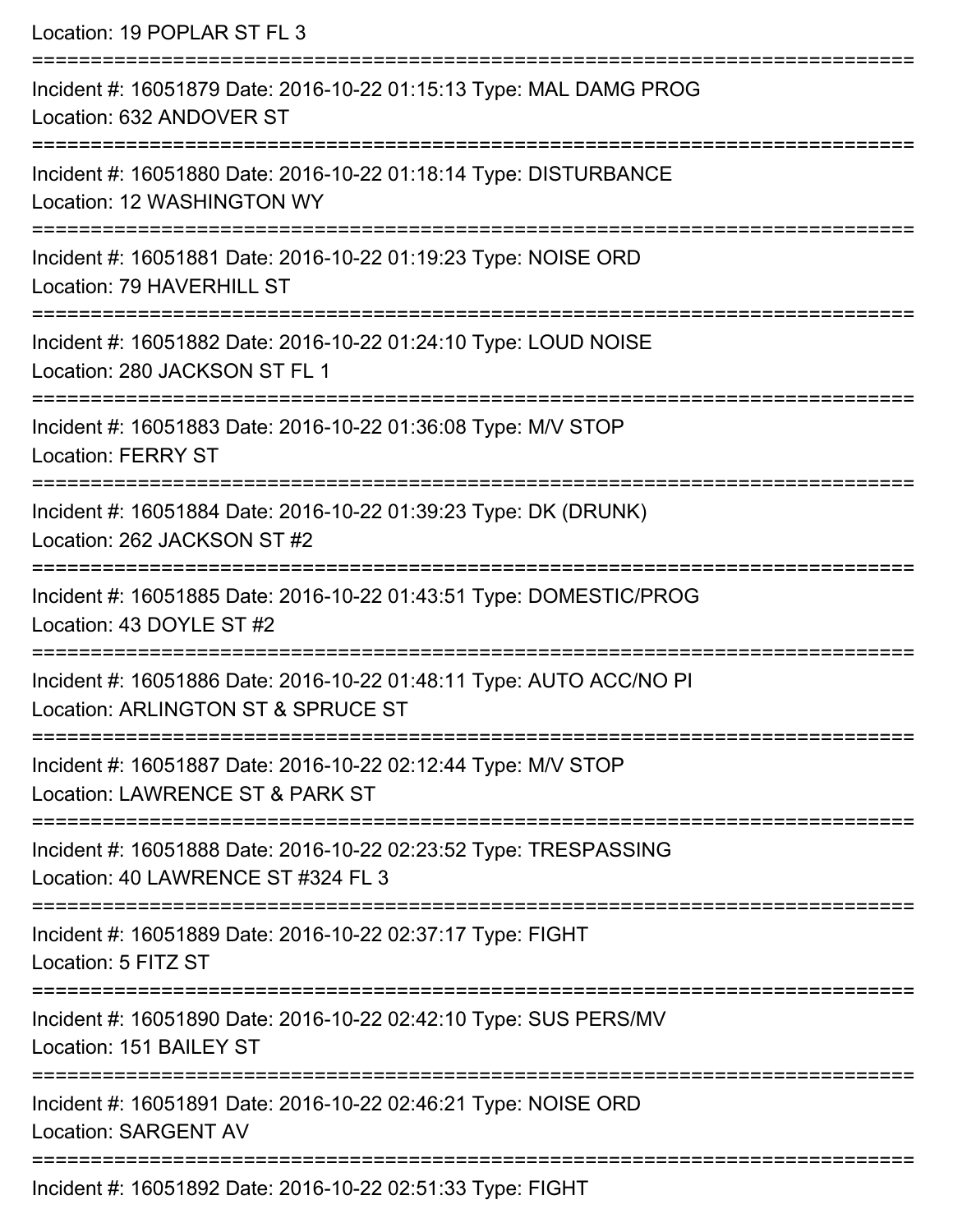Location: 19 POPLAR ST FL 3

===========================================================================

Incident #: 16051879 Date: 2016-10-22 01:15:13 Type: MAL DAMG PROG
Location: 632 ANDOVER ST

===========================================================================

Incident #: 16051880 Date: 2016-10-22 01:18:14 Type: DISTURBANCE
Location: 12 WASHINGTON WY

===========================================================================

Incident #: 16051881 Date: 2016-10-22 01:19:23 Type: NOISE ORD
Location: 79 HAVERHILL ST

===========================================================================

Incident #: 16051882 Date: 2016-10-22 01:24:10 Type: LOUD NOISE
Location: 280 JACKSON ST FL 1

===========================================================================

Incident #: 16051883 Date: 2016-10-22 01:36:08 Type: M/V STOP
Location: FERRY ST

===========================================================================

Incident #: 16051884 Date: 2016-10-22 01:39:23 Type: DK (DRUNK)
Location: 262 JACKSON ST #2

===========================================================================

Incident #: 16051885 Date: 2016-10-22 01:43:51 Type: DOMESTIC/PROG
Location: 43 DOYLE ST #2

===========================================================================

Incident #: 16051886 Date: 2016-10-22 01:48:11 Type: AUTO ACC/NO PI
Location: ARLINGTON ST & SPRUCE ST

===========================================================================

Incident #: 16051887 Date: 2016-10-22 02:12:44 Type: M/V STOP
Location: LAWRENCE ST & PARK ST

===========================================================================

Incident #: 16051888 Date: 2016-10-22 02:23:52 Type: TRESPASSING
Location: 40 LAWRENCE ST #324 FL 3

===========================================================================

Incident #: 16051889 Date: 2016-10-22 02:37:17 Type: FIGHT
Location: 5 FITZ ST

===========================================================================

Incident #: 16051890 Date: 2016-10-22 02:42:10 Type: SUS PERS/MV
Location: 151 BAILEY ST

===========================================================================

Incident #: 16051891 Date: 2016-10-22 02:46:21 Type: NOISE ORD
Location: SARGENT AV

===========================================================================

Incident #: 16051892 Date: 2016-10-22 02:51:33 Type: FIGHT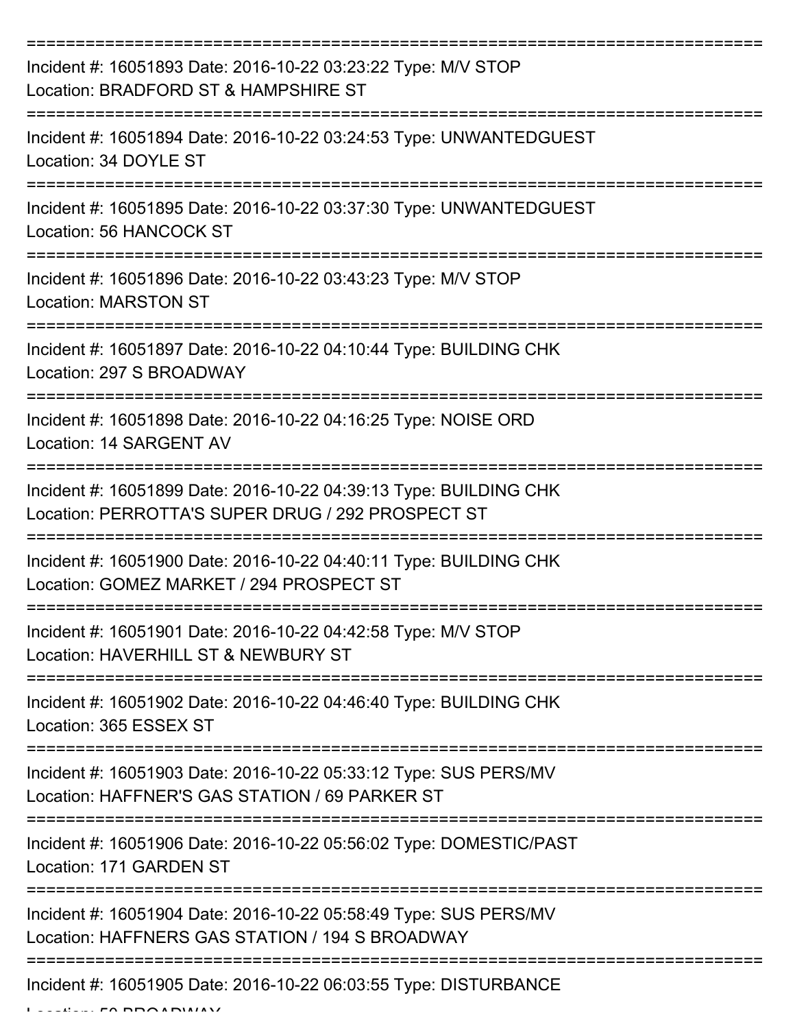===========================================================================

Incident #: 16051893 Date: 2016-10-22 03:23:22 Type: M/V STOP
Location: BRADFORD ST & HAMPSHIRE ST

===========================================================================

Incident #: 16051894 Date: 2016-10-22 03:24:53 Type: UNWANTEDGUEST
Location: 34 DOYLE ST

===========================================================================

Incident #: 16051895 Date: 2016-10-22 03:37:30 Type: UNWANTEDGUEST
Location: 56 HANCOCK ST

===========================================================================

Incident #: 16051896 Date: 2016-10-22 03:43:23 Type: M/V STOP
Location: MARSTON ST

===========================================================================

Incident #: 16051897 Date: 2016-10-22 04:10:44 Type: BUILDING CHK
Location: 297 S BROADWAY

===========================================================================

Incident #: 16051898 Date: 2016-10-22 04:16:25 Type: NOISE ORD
Location: 14 SARGENT AV

===========================================================================

Incident #: 16051899 Date: 2016-10-22 04:39:13 Type: BUILDING CHK
Location: PERROTTA'S SUPER DRUG / 292 PROSPECT ST

===========================================================================

Incident #: 16051900 Date: 2016-10-22 04:40:11 Type: BUILDING CHK
Location: GOMEZ MARKET / 294 PROSPECT ST

===========================================================================

Incident #: 16051901 Date: 2016-10-22 04:42:58 Type: M/V STOP
Location: HAVERHILL ST & NEWBURY ST

===========================================================================

Incident #: 16051902 Date: 2016-10-22 04:46:40 Type: BUILDING CHK
Location: 365 ESSEX ST

===========================================================================

Incident #: 16051903 Date: 2016-10-22 05:33:12 Type: SUS PERS/MV
Location: HAFFNER'S GAS STATION / 69 PARKER ST

===========================================================================

Incident #: 16051906 Date: 2016-10-22 05:56:02 Type: DOMESTIC/PAST
Location: 171 GARDEN ST

===========================================================================

Incident #: 16051904 Date: 2016-10-22 05:58:49 Type: SUS PERS/MV
Location: HAFFNERS GAS STATION / 194 S BROADWAY

===========================================================================

Incident #: 16051905 Date: 2016-10-22 06:03:55 Type: DISTURBANCE
Location: 50 BROADWAY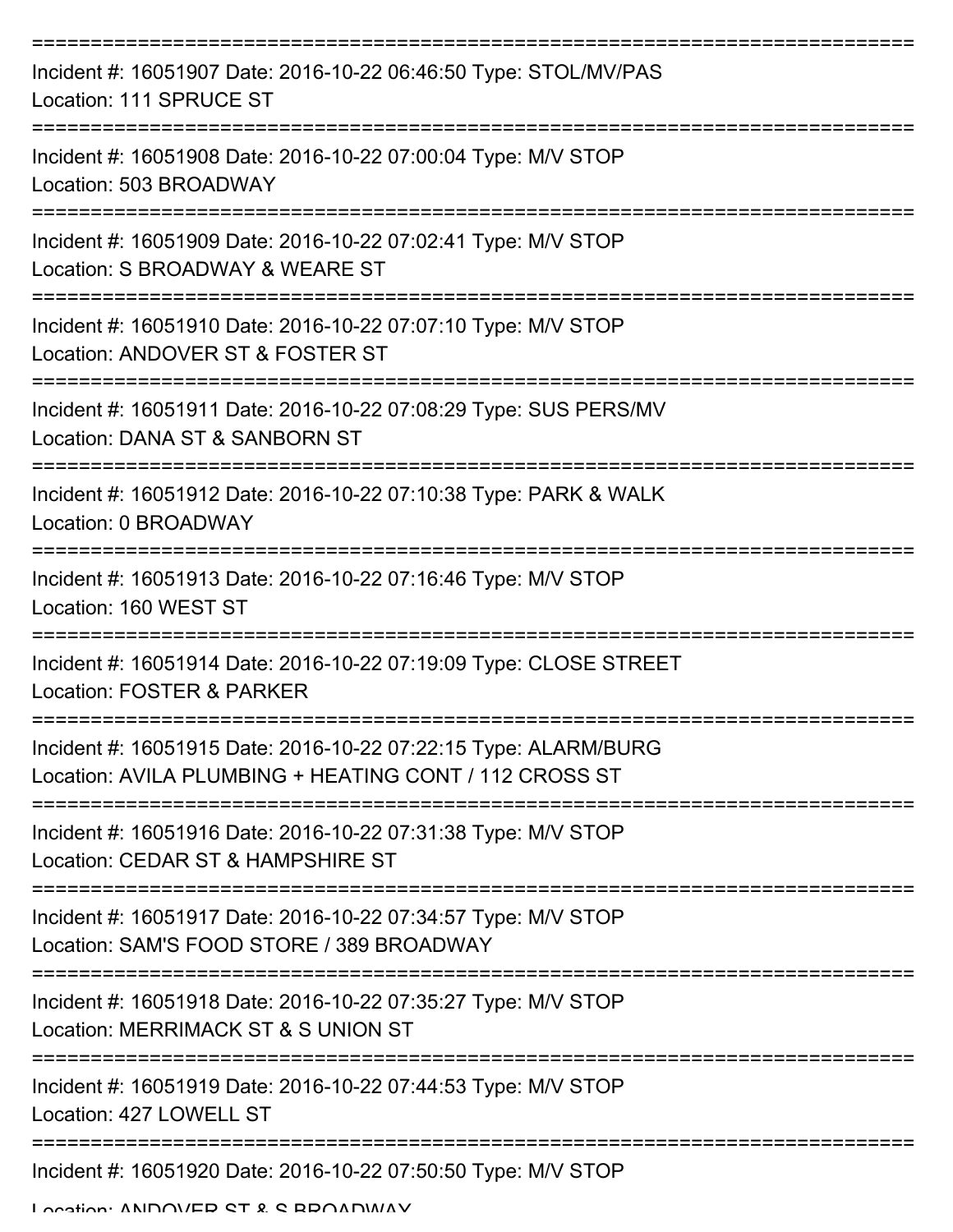===========================================================================

Incident #: 16051907 Date: 2016-10-22 06:46:50 Type: STOL/MV/PAS
Location: 111 SPRUCE ST

===========================================================================

Incident #: 16051908 Date: 2016-10-22 07:00:04 Type: M/V STOP
Location: 503 BROADWAY

===========================================================================

Incident #: 16051909 Date: 2016-10-22 07:02:41 Type: M/V STOP
Location: S BROADWAY & WEARE ST

===========================================================================

Incident #: 16051910 Date: 2016-10-22 07:07:10 Type: M/V STOP
Location: ANDOVER ST & FOSTER ST

===========================================================================

Incident #: 16051911 Date: 2016-10-22 07:08:29 Type: SUS PERS/MV
Location: DANA ST & SANBORN ST

===========================================================================

Incident #: 16051912 Date: 2016-10-22 07:10:38 Type: PARK & WALK
Location: 0 BROADWAY

===========================================================================

Incident #: 16051913 Date: 2016-10-22 07:16:46 Type: M/V STOP
Location: 160 WEST ST

===========================================================================

Incident #: 16051914 Date: 2016-10-22 07:19:09 Type: CLOSE STREET
Location: FOSTER & PARKER

===========================================================================

Incident #: 16051915 Date: 2016-10-22 07:22:15 Type: ALARM/BURG
Location: AVILA PLUMBING + HEATING CONT / 112 CROSS ST

===========================================================================

Incident #: 16051916 Date: 2016-10-22 07:31:38 Type: M/V STOP
Location: CEDAR ST & HAMPSHIRE ST

===========================================================================

Incident #: 16051917 Date: 2016-10-22 07:34:57 Type: M/V STOP
Location: SAM'S FOOD STORE / 389 BROADWAY

===========================================================================

Incident #: 16051918 Date: 2016-10-22 07:35:27 Type: M/V STOP
Location: MERRIMACK ST & S UNION ST

===========================================================================

Incident #: 16051919 Date: 2016-10-22 07:44:53 Type: M/V STOP
Location: 427 LOWELL ST

===========================================================================

Incident #: 16051920 Date: 2016-10-22 07:50:50 Type: M/V STOP
Location: ANDOVER ST & S BROADWAY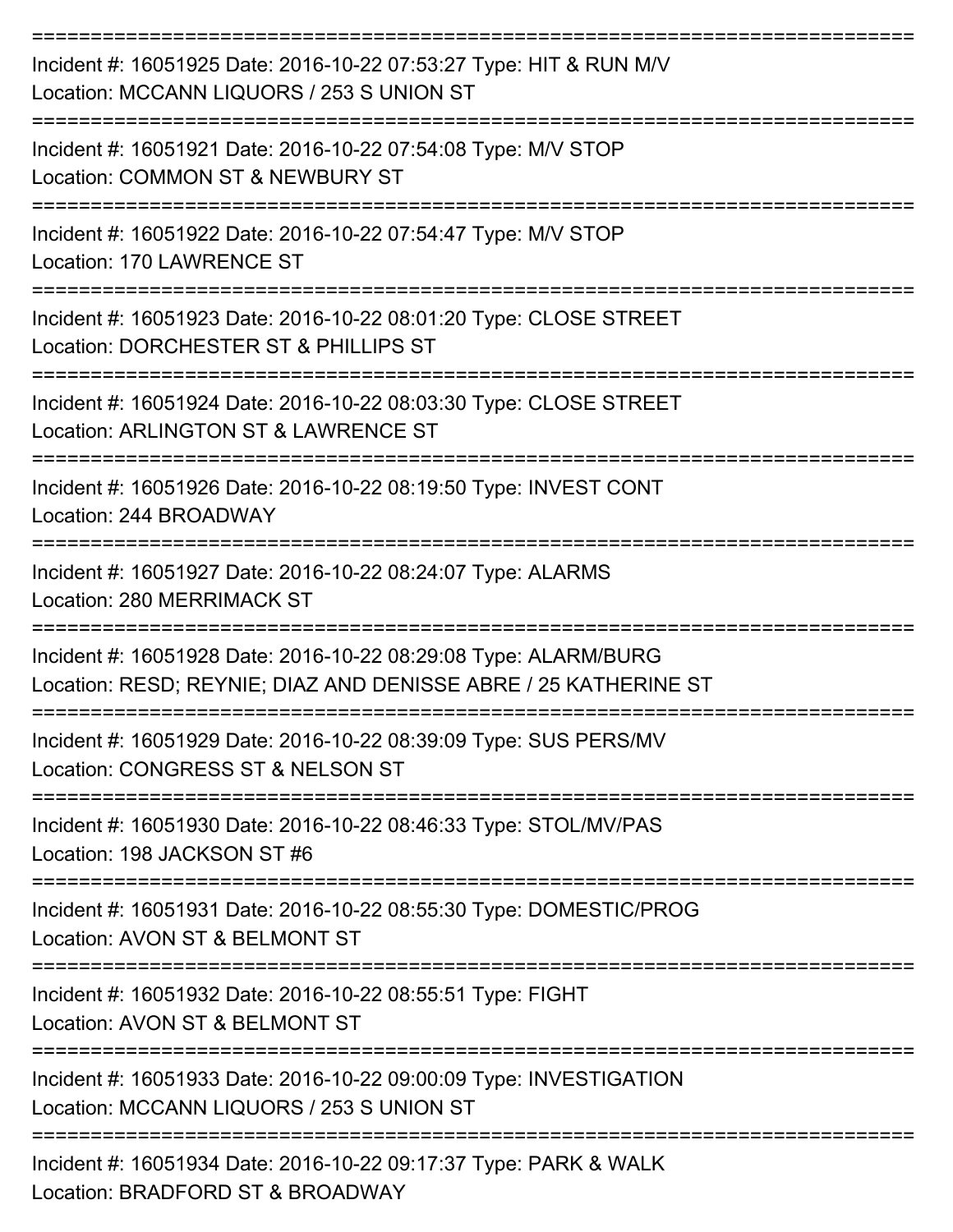===========================================================================

Incident #: 16051925 Date: 2016-10-22 07:53:27 Type: HIT & RUN M/V
Location: MCCANN LIQUORS / 253 S UNION ST

===========================================================================

Incident #: 16051921 Date: 2016-10-22 07:54:08 Type: M/V STOP
Location: COMMON ST & NEWBURY ST

===========================================================================

Incident #: 16051922 Date: 2016-10-22 07:54:47 Type: M/V STOP
Location: 170 LAWRENCE ST

===========================================================================

Incident #: 16051923 Date: 2016-10-22 08:01:20 Type: CLOSE STREET
Location: DORCHESTER ST & PHILLIPS ST

===========================================================================

Incident #: 16051924 Date: 2016-10-22 08:03:30 Type: CLOSE STREET
Location: ARLINGTON ST & LAWRENCE ST

===========================================================================

Incident #: 16051926 Date: 2016-10-22 08:19:50 Type: INVEST CONT
Location: 244 BROADWAY

===========================================================================

Incident #: 16051927 Date: 2016-10-22 08:24:07 Type: ALARMS
Location: 280 MERRIMACK ST

===========================================================================

Incident #: 16051928 Date: 2016-10-22 08:29:08 Type: ALARM/BURG
Location: RESD; REYNIE; DIAZ AND DENISSE ABRE / 25 KATHERINE ST

===========================================================================

Incident #: 16051929 Date: 2016-10-22 08:39:09 Type: SUS PERS/MV
Location: CONGRESS ST & NELSON ST

===========================================================================

Incident #: 16051930 Date: 2016-10-22 08:46:33 Type: STOL/MV/PAS
Location: 198 JACKSON ST #6

===========================================================================

Incident #: 16051931 Date: 2016-10-22 08:55:30 Type: DOMESTIC/PROG
Location: AVON ST & BELMONT ST

===========================================================================

Incident #: 16051932 Date: 2016-10-22 08:55:51 Type: FIGHT
Location: AVON ST & BELMONT ST

===========================================================================

Incident #: 16051933 Date: 2016-10-22 09:00:09 Type: INVESTIGATION
Location: MCCANN LIQUORS / 253 S UNION ST

===========================================================================

Incident #: 16051934 Date: 2016-10-22 09:17:37 Type: PARK & WALK
Location: BRADFORD ST & BROADWAY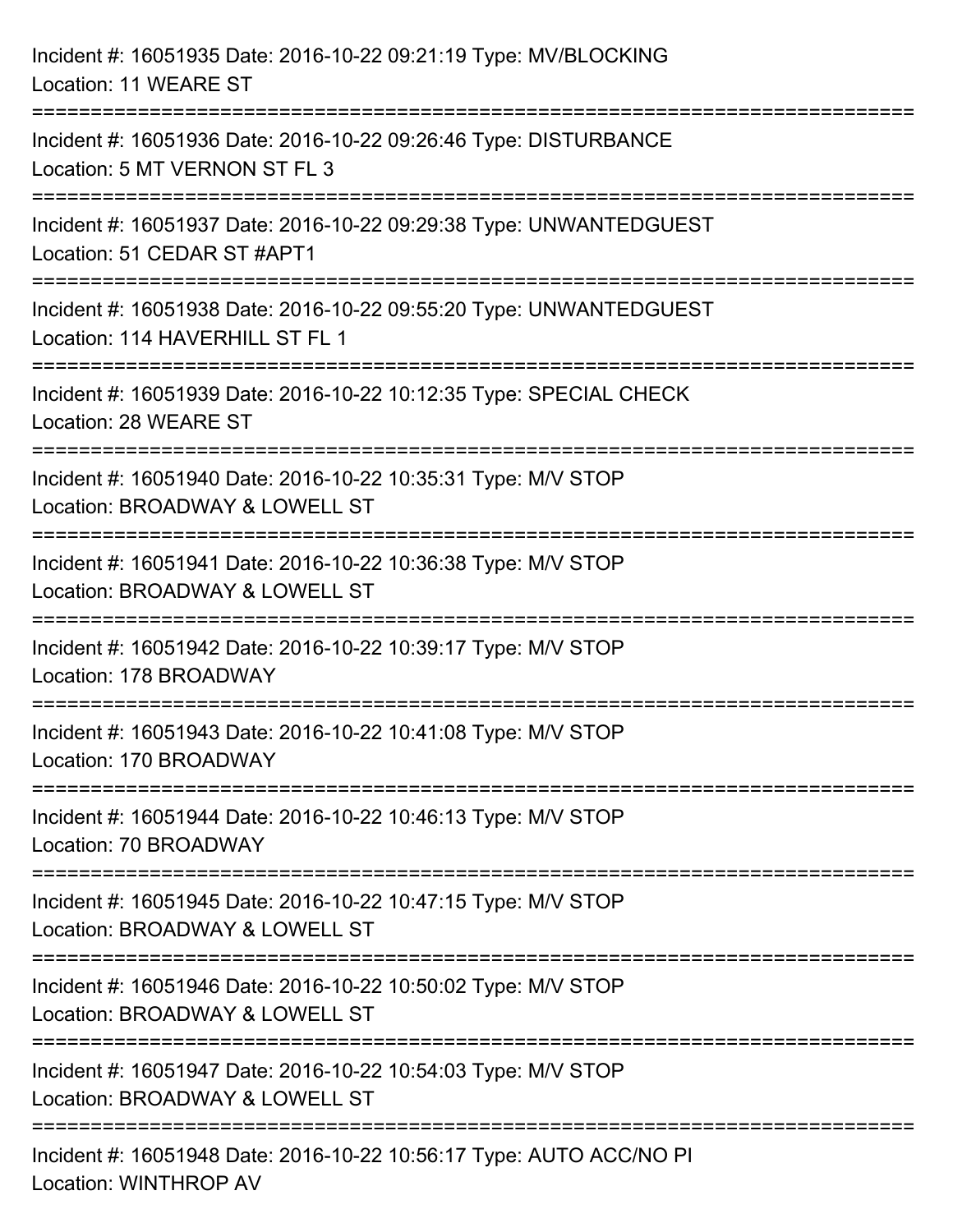Incident #: 16051935 Date: 2016-10-22 09:21:19 Type: MV/BLOCKING
Location: 11 WEARE ST

===========================================================================

Incident #: 16051936 Date: 2016-10-22 09:26:46 Type: DISTURBANCE
Location: 5 MT VERNON ST FL 3

===========================================================================

Incident #: 16051937 Date: 2016-10-22 09:29:38 Type: UNWANTEDGUEST
Location: 51 CEDAR ST #APT1

===========================================================================

Incident #: 16051938 Date: 2016-10-22 09:55:20 Type: UNWANTEDGUEST
Location: 114 HAVERHILL ST FL 1

===========================================================================

Incident #: 16051939 Date: 2016-10-22 10:12:35 Type: SPECIAL CHECK
Location: 28 WEARE ST

===========================================================================

Incident #: 16051940 Date: 2016-10-22 10:35:31 Type: M/V STOP
Location: BROADWAY & LOWELL ST

===========================================================================

Incident #: 16051941 Date: 2016-10-22 10:36:38 Type: M/V STOP
Location: BROADWAY & LOWELL ST

===========================================================================

Incident #: 16051942 Date: 2016-10-22 10:39:17 Type: M/V STOP
Location: 178 BROADWAY

===========================================================================

Incident #: 16051943 Date: 2016-10-22 10:41:08 Type: M/V STOP
Location: 170 BROADWAY

===========================================================================

Incident #: 16051944 Date: 2016-10-22 10:46:13 Type: M/V STOP
Location: 70 BROADWAY

===========================================================================

Incident #: 16051945 Date: 2016-10-22 10:47:15 Type: M/V STOP
Location: BROADWAY & LOWELL ST

===========================================================================

Incident #: 16051946 Date: 2016-10-22 10:50:02 Type: M/V STOP
Location: BROADWAY & LOWELL ST

===========================================================================

Incident #: 16051947 Date: 2016-10-22 10:54:03 Type: M/V STOP
Location: BROADWAY & LOWELL ST

===========================================================================

Incident #: 16051948 Date: 2016-10-22 10:56:17 Type: AUTO ACC/NO PI
Location: WINTHROP AV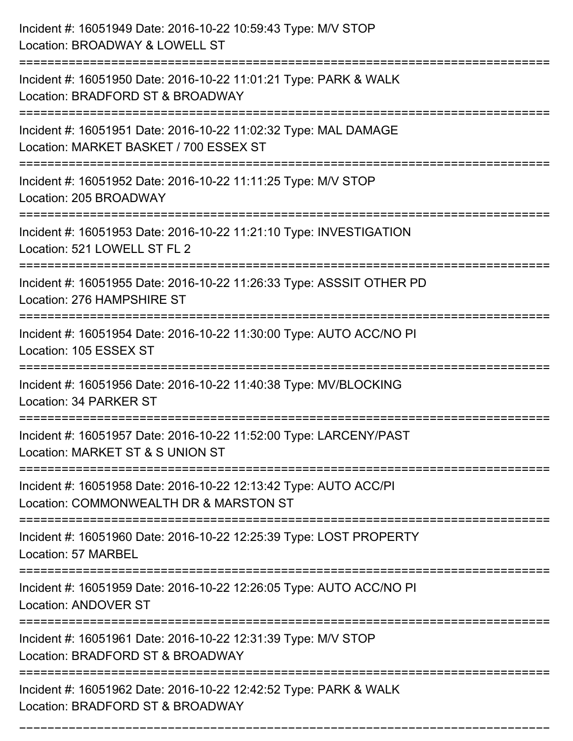Incident #: 16051949 Date: 2016-10-22 10:59:43 Type: M/V STOP
Location: BROADWAY & LOWELL ST

===========================================================================

Incident #: 16051950 Date: 2016-10-22 11:01:21 Type: PARK & WALK
Location: BRADFORD ST & BROADWAY

===========================================================================

Incident #: 16051951 Date: 2016-10-22 11:02:32 Type: MAL DAMAGE
Location: MARKET BASKET / 700 ESSEX ST

===========================================================================

Incident #: 16051952 Date: 2016-10-22 11:11:25 Type: M/V STOP
Location: 205 BROADWAY

===========================================================================

Incident #: 16051953 Date: 2016-10-22 11:21:10 Type: INVESTIGATION
Location: 521 LOWELL ST FL 2

===========================================================================

Incident #: 16051955 Date: 2016-10-22 11:26:33 Type: ASSSIT OTHER PD
Location: 276 HAMPSHIRE ST

===========================================================================

Incident #: 16051954 Date: 2016-10-22 11:30:00 Type: AUTO ACC/NO PI
Location: 105 ESSEX ST

===========================================================================

Incident #: 16051956 Date: 2016-10-22 11:40:38 Type: MV/BLOCKING
Location: 34 PARKER ST

===========================================================================

Incident #: 16051957 Date: 2016-10-22 11:52:00 Type: LARCENY/PAST
Location: MARKET ST & S UNION ST

===========================================================================

Incident #: 16051958 Date: 2016-10-22 12:13:42 Type: AUTO ACC/PI
Location: COMMONWEALTH DR & MARSTON ST

===========================================================================

Incident #: 16051960 Date: 2016-10-22 12:25:39 Type: LOST PROPERTY
Location: 57 MARBEL

===========================================================================

Incident #: 16051959 Date: 2016-10-22 12:26:05 Type: AUTO ACC/NO PI
Location: ANDOVER ST

===========================================================================

Incident #: 16051961 Date: 2016-10-22 12:31:39 Type: M/V STOP
Location: BRADFORD ST & BROADWAY

===========================================================================

Incident #: 16051962 Date: 2016-10-22 12:42:52 Type: PARK & WALK
Location: BRADFORD ST & BROADWAY

===========================================================================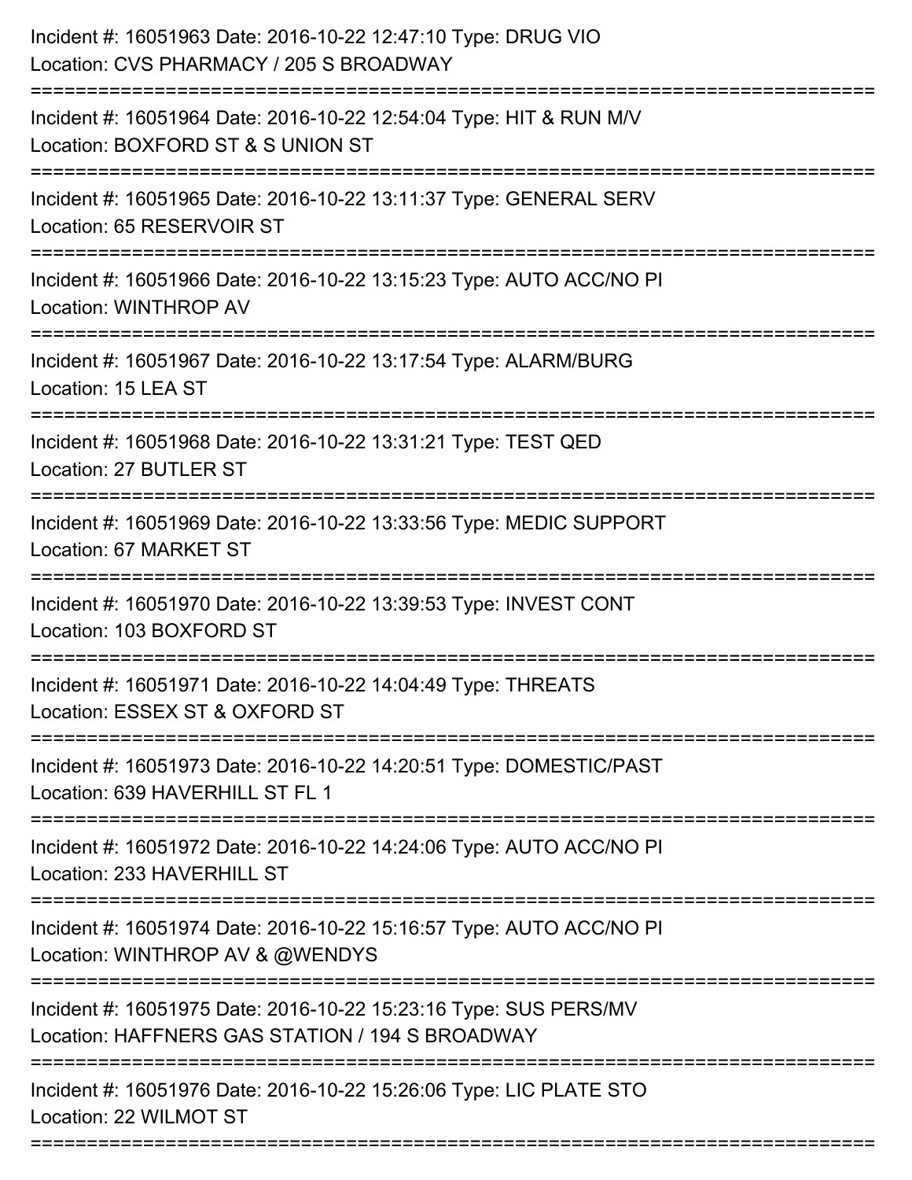Incident #: 16051963 Date: 2016-10-22 12:47:10 Type: DRUG VIO
Location: CVS PHARMACY / 205 S BROADWAY

===========================================================================

Incident #: 16051964 Date: 2016-10-22 12:54:04 Type: HIT & RUN M/V
Location: BOXFORD ST & S UNION ST

===========================================================================

Incident #: 16051965 Date: 2016-10-22 13:11:37 Type: GENERAL SERV
Location: 65 RESERVOIR ST

===========================================================================

Incident #: 16051966 Date: 2016-10-22 13:15:23 Type: AUTO ACC/NO PI
Location: WINTHROP AV

===========================================================================

Incident #: 16051967 Date: 2016-10-22 13:17:54 Type: ALARM/BURG
Location: 15 LEA ST

===========================================================================

Incident #: 16051968 Date: 2016-10-22 13:31:21 Type: TEST QED
Location: 27 BUTLER ST

===========================================================================

Incident #: 16051969 Date: 2016-10-22 13:33:56 Type: MEDIC SUPPORT
Location: 67 MARKET ST

===========================================================================

Incident #: 16051970 Date: 2016-10-22 13:39:53 Type: INVEST CONT
Location: 103 BOXFORD ST

===========================================================================

Incident #: 16051971 Date: 2016-10-22 14:04:49 Type: THREATS
Location: ESSEX ST & OXFORD ST

===========================================================================

Incident #: 16051973 Date: 2016-10-22 14:20:51 Type: DOMESTIC/PAST
Location: 639 HAVERHILL ST FL 1

===========================================================================

Incident #: 16051972 Date: 2016-10-22 14:24:06 Type: AUTO ACC/NO PI
Location: 233 HAVERHILL ST

===========================================================================

Incident #: 16051974 Date: 2016-10-22 15:16:57 Type: AUTO ACC/NO PI
Location: WINTHROP AV & @WENDYS

===========================================================================

Incident #: 16051975 Date: 2016-10-22 15:23:16 Type: SUS PERS/MV
Location: HAFFNERS GAS STATION / 194 S BROADWAY

===========================================================================

Incident #: 16051976 Date: 2016-10-22 15:26:06 Type: LIC PLATE STO
Location: 22 WILMOT ST

===========================================================================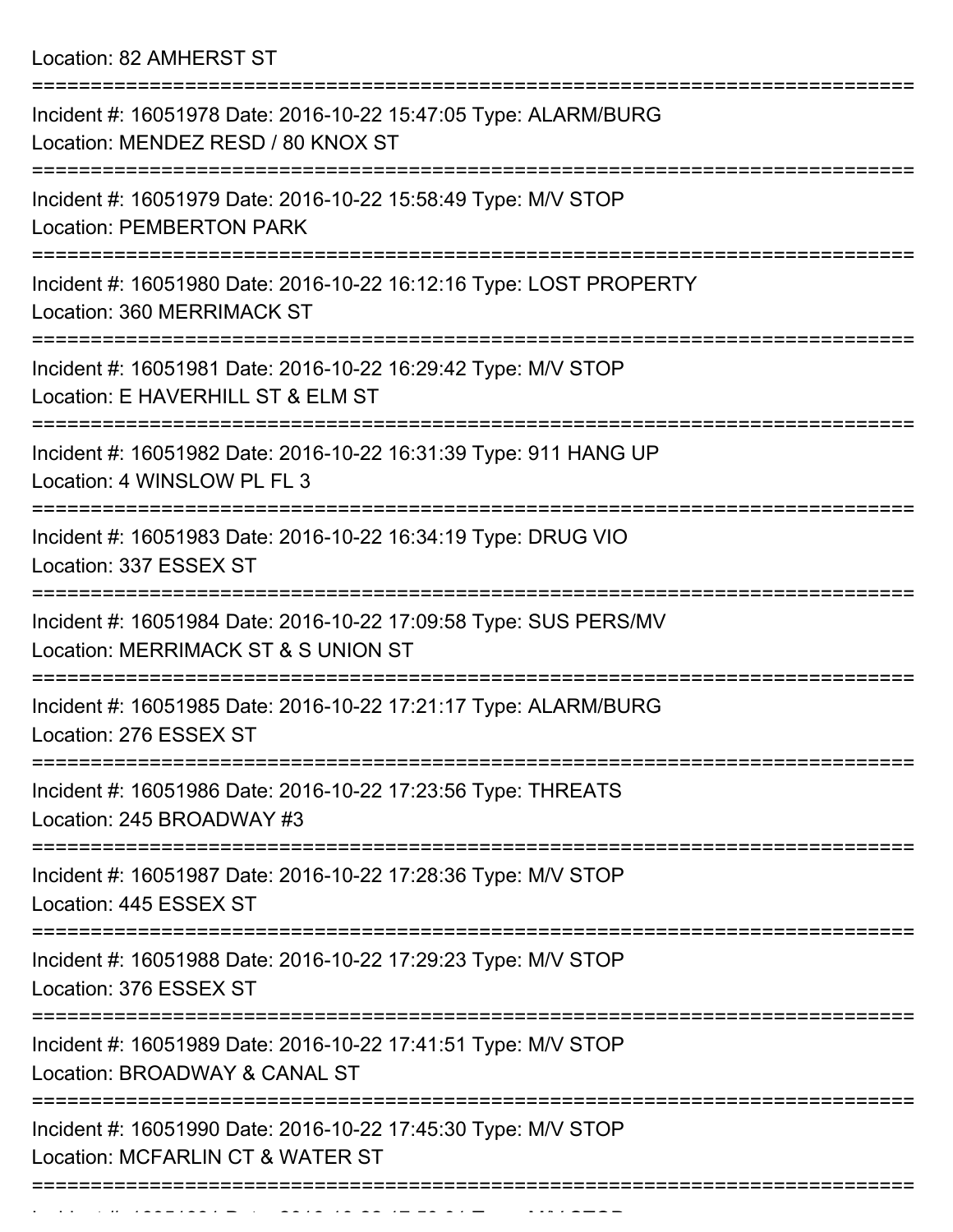Location: 82 AMHERST ST

===========================================================================

Incident #: 16051978 Date: 2016-10-22 15:47:05 Type: ALARM/BURG
Location: MENDEZ RESD / 80 KNOX ST

===========================================================================

Incident #: 16051979 Date: 2016-10-22 15:58:49 Type: M/V STOP
Location: PEMBERTON PARK

===========================================================================

Incident #: 16051980 Date: 2016-10-22 16:12:16 Type: LOST PROPERTY
Location: 360 MERRIMACK ST

===========================================================================

Incident #: 16051981 Date: 2016-10-22 16:29:42 Type: M/V STOP
Location: E HAVERHILL ST & ELM ST

===========================================================================

Incident #: 16051982 Date: 2016-10-22 16:31:39 Type: 911 HANG UP
Location: 4 WINSLOW PL FL 3

===========================================================================

Incident #: 16051983 Date: 2016-10-22 16:34:19 Type: DRUG VIO
Location: 337 ESSEX ST

===========================================================================

Incident #: 16051984 Date: 2016-10-22 17:09:58 Type: SUS PERS/MV
Location: MERRIMACK ST & S UNION ST

===========================================================================

Incident #: 16051985 Date: 2016-10-22 17:21:17 Type: ALARM/BURG
Location: 276 ESSEX ST

===========================================================================

Incident #: 16051986 Date: 2016-10-22 17:23:56 Type: THREATS
Location: 245 BROADWAY #3

===========================================================================

Incident #: 16051987 Date: 2016-10-22 17:28:36 Type: M/V STOP
Location: 445 ESSEX ST

===========================================================================

Incident #: 16051988 Date: 2016-10-22 17:29:23 Type: M/V STOP
Location: 376 ESSEX ST

===========================================================================

Incident #: 16051989 Date: 2016-10-22 17:41:51 Type: M/V STOP
Location: BROADWAY & CANAL ST

===========================================================================

Incident #: 16051990 Date: 2016-10-22 17:45:30 Type: M/V STOP
Location: MCFARLIN CT & WATER ST

===========================================================================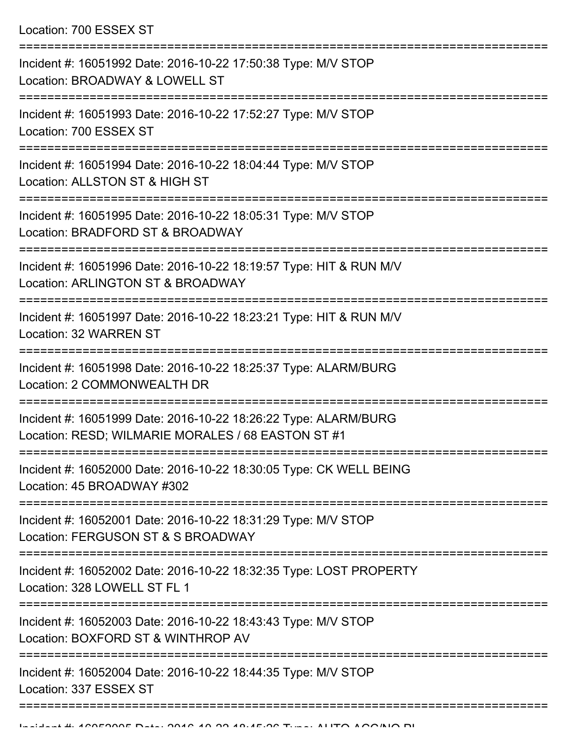Location: 700 ESSEX ST

===========================================================================

Incident #: 16051992 Date: 2016-10-22 17:50:38 Type: M/V STOP
Location: BROADWAY & LOWELL ST

===========================================================================

Incident #: 16051993 Date: 2016-10-22 17:52:27 Type: M/V STOP
Location: 700 ESSEX ST

===========================================================================

Incident #: 16051994 Date: 2016-10-22 18:04:44 Type: M/V STOP
Location: ALLSTON ST & HIGH ST

===========================================================================

Incident #: 16051995 Date: 2016-10-22 18:05:31 Type: M/V STOP
Location: BRADFORD ST & BROADWAY

===========================================================================

Incident #: 16051996 Date: 2016-10-22 18:19:57 Type: HIT & RUN M/V
Location: ARLINGTON ST & BROADWAY

===========================================================================

Incident #: 16051997 Date: 2016-10-22 18:23:21 Type: HIT & RUN M/V
Location: 32 WARREN ST

===========================================================================

Incident #: 16051998 Date: 2016-10-22 18:25:37 Type: ALARM/BURG
Location: 2 COMMONWEALTH DR

===========================================================================

Incident #: 16051999 Date: 2016-10-22 18:26:22 Type: ALARM/BURG
Location: RESD; WILMARIE MORALES / 68 EASTON ST #1

===========================================================================

Incident #: 16052000 Date: 2016-10-22 18:30:05 Type: CK WELL BEING
Location: 45 BROADWAY #302

===========================================================================

Incident #: 16052001 Date: 2016-10-22 18:31:29 Type: M/V STOP
Location: FERGUSON ST & S BROADWAY

===========================================================================

Incident #: 16052002 Date: 2016-10-22 18:32:35 Type: LOST PROPERTY
Location: 328 LOWELL ST FL 1

===========================================================================

Incident #: 16052003 Date: 2016-10-22 18:43:43 Type: M/V STOP
Location: BOXFORD ST & WINTHROP AV

===========================================================================

Incident #: 16052004 Date: 2016-10-22 18:44:35 Type: M/V STOP
Location: 337 ESSEX ST

===========================================================================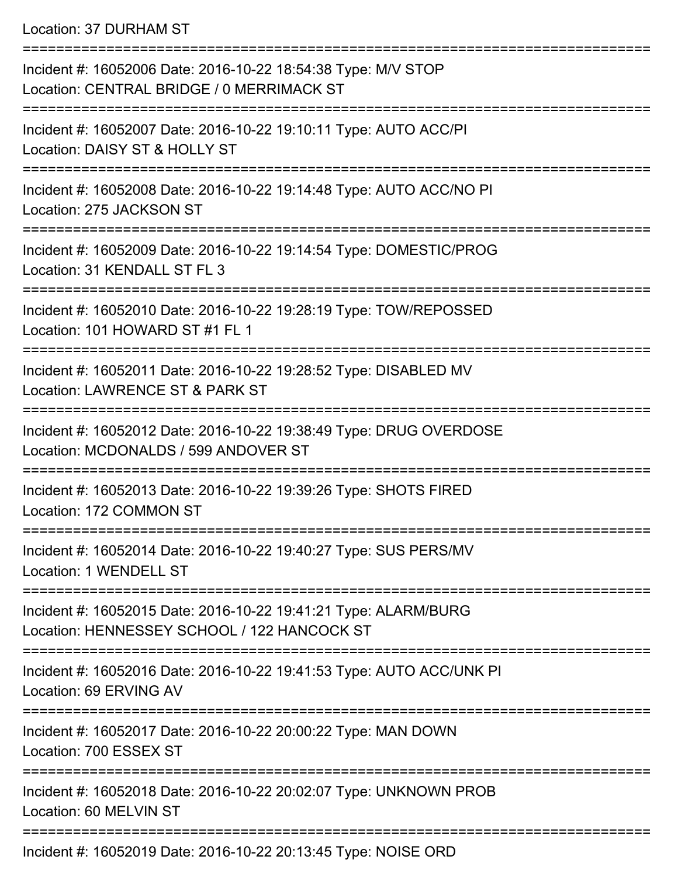Location: 37 DURHAM ST

===========================================================================

Incident #: 16052006 Date: 2016-10-22 18:54:38 Type: M/V STOP
Location: CENTRAL BRIDGE / 0 MERRIMACK ST

===========================================================================

Incident #: 16052007 Date: 2016-10-22 19:10:11 Type: AUTO ACC/PI
Location: DAISY ST & HOLLY ST

===========================================================================

Incident #: 16052008 Date: 2016-10-22 19:14:48 Type: AUTO ACC/NO PI
Location: 275 JACKSON ST

===========================================================================

Incident #: 16052009 Date: 2016-10-22 19:14:54 Type: DOMESTIC/PROG
Location: 31 KENDALL ST FL 3

===========================================================================

Incident #: 16052010 Date: 2016-10-22 19:28:19 Type: TOW/REPOSSED
Location: 101 HOWARD ST #1 FL 1

===========================================================================

Incident #: 16052011 Date: 2016-10-22 19:28:52 Type: DISABLED MV
Location: LAWRENCE ST & PARK ST

===========================================================================

Incident #: 16052012 Date: 2016-10-22 19:38:49 Type: DRUG OVERDOSE
Location: MCDONALDS / 599 ANDOVER ST

===========================================================================

Incident #: 16052013 Date: 2016-10-22 19:39:26 Type: SHOTS FIRED
Location: 172 COMMON ST

===========================================================================

Incident #: 16052014 Date: 2016-10-22 19:40:27 Type: SUS PERS/MV
Location: 1 WENDELL ST

===========================================================================

Incident #: 16052015 Date: 2016-10-22 19:41:21 Type: ALARM/BURG
Location: HENNESSEY SCHOOL / 122 HANCOCK ST

===========================================================================

Incident #: 16052016 Date: 2016-10-22 19:41:53 Type: AUTO ACC/UNK PI
Location: 69 ERVING AV

===========================================================================

Incident #: 16052017 Date: 2016-10-22 20:00:22 Type: MAN DOWN
Location: 700 ESSEX ST

===========================================================================

Incident #: 16052018 Date: 2016-10-22 20:02:07 Type: UNKNOWN PROB
Location: 60 MELVIN ST

===========================================================================

Incident #: 16052019 Date: 2016-10-22 20:13:45 Type: NOISE ORD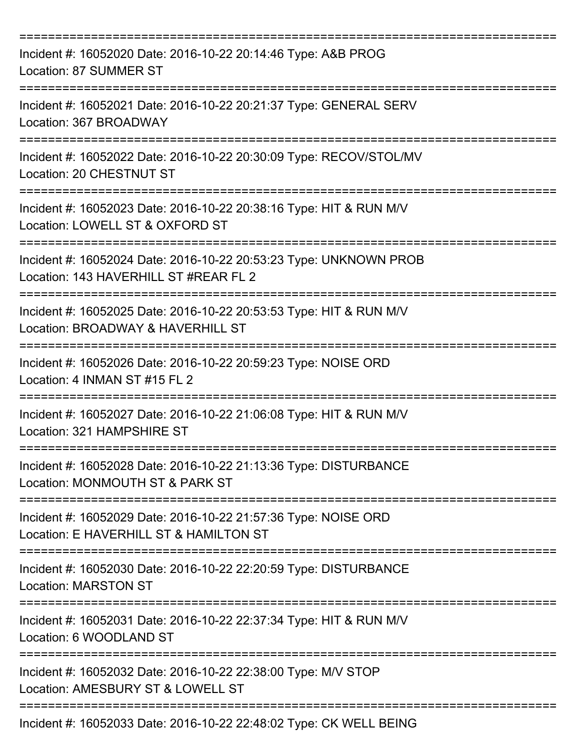===========================================================================
Incident #: 16052020 Date: 2016-10-22 20:14:46 Type: A&B PROG
Location: 87 SUMMER ST
===========================================================================
Incident #: 16052021 Date: 2016-10-22 20:21:37 Type: GENERAL SERV
Location: 367 BROADWAY
===========================================================================
Incident #: 16052022 Date: 2016-10-22 20:30:09 Type: RECOV/STOL/MV
Location: 20 CHESTNUT ST
===========================================================================
Incident #: 16052023 Date: 2016-10-22 20:38:16 Type: HIT & RUN M/V
Location: LOWELL ST & OXFORD ST
===========================================================================
Incident #: 16052024 Date: 2016-10-22 20:53:23 Type: UNKNOWN PROB
Location: 143 HAVERHILL ST #REAR FL 2
===========================================================================
Incident #: 16052025 Date: 2016-10-22 20:53:53 Type: HIT & RUN M/V
Location: BROADWAY & HAVERHILL ST
===========================================================================
Incident #: 16052026 Date: 2016-10-22 20:59:23 Type: NOISE ORD
Location: 4 INMAN ST #15 FL 2
===========================================================================
Incident #: 16052027 Date: 2016-10-22 21:06:08 Type: HIT & RUN M/V
Location: 321 HAMPSHIRE ST
===========================================================================
Incident #: 16052028 Date: 2016-10-22 21:13:36 Type: DISTURBANCE
Location: MONMOUTH ST & PARK ST
===========================================================================
Incident #: 16052029 Date: 2016-10-22 21:57:36 Type: NOISE ORD
Location: E HAVERHILL ST & HAMILTON ST
===========================================================================
Incident #: 16052030 Date: 2016-10-22 22:20:59 Type: DISTURBANCE
Location: MARSTON ST
===========================================================================
Incident #: 16052031 Date: 2016-10-22 22:37:34 Type: HIT & RUN M/V
Location: 6 WOODLAND ST
===========================================================================
Incident #: 16052032 Date: 2016-10-22 22:38:00 Type: M/V STOP
Location: AMESBURY ST & LOWELL ST
===========================================================================
Incident #: 16052033 Date: 2016-10-22 22:48:02 Type: CK WELL BEING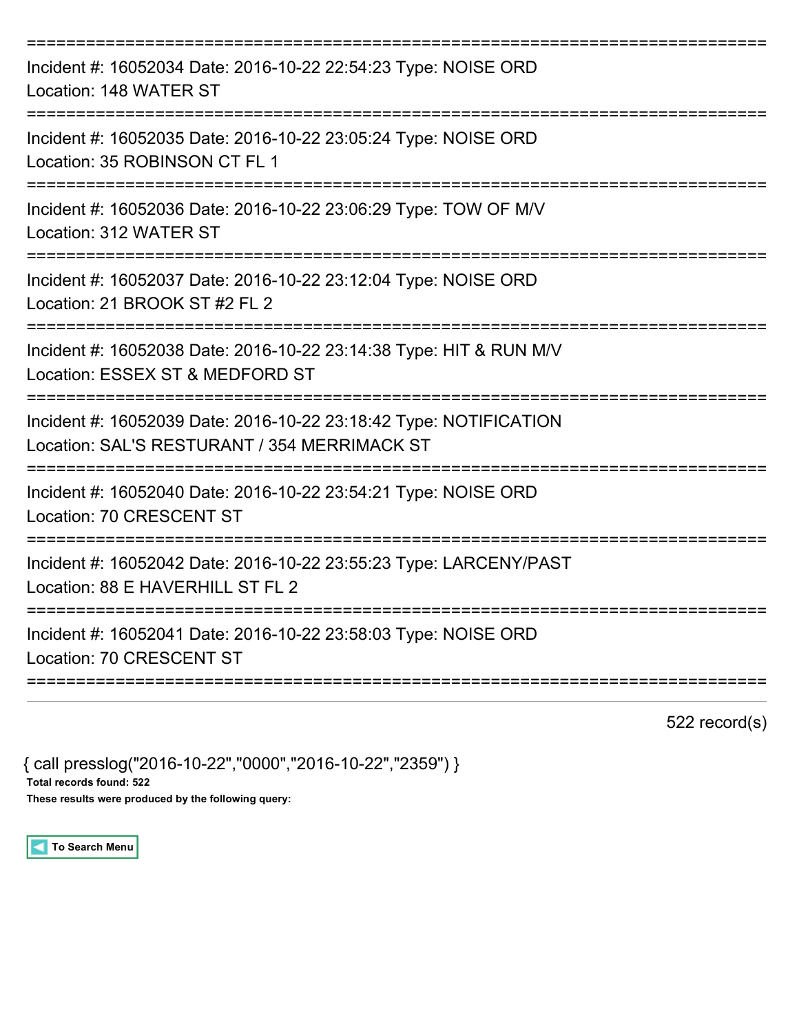===========================================================================

Incident #: 16052034 Date: 2016-10-22 22:54:23 Type: NOISE ORD

Location: 148 WATER ST

===========================================================================

Incident #: 16052035 Date: 2016-10-22 23:05:24 Type: NOISE ORD

Location: 35 ROBINSON CT FL 1

===========================================================================

Incident #: 16052036 Date: 2016-10-22 23:06:29 Type: TOW OF M/V

Location: 312 WATER ST

===========================================================================

Incident #: 16052037 Date: 2016-10-22 23:12:04 Type: NOISE ORD

Location: 21 BROOK ST #2 FL 2

===========================================================================

Incident #: 16052038 Date: 2016-10-22 23:14:38 Type: HIT & RUN M/V

Location: ESSEX ST & MEDFORD ST

===========================================================================

Incident #: 16052039 Date: 2016-10-22 23:18:42 Type: NOTIFICATION

Location: SAL'S RESTURANT / 354 MERRIMACK ST

===========================================================================

Incident #: 16052040 Date: 2016-10-22 23:54:21 Type: NOISE ORD

Location: 70 CRESCENT ST

===========================================================================

Incident #: 16052042 Date: 2016-10-22 23:55:23 Type: LARCENY/PAST

Location: 88 E HAVERHILL ST FL 2

===========================================================================

Incident #: 16052041 Date: 2016-10-22 23:58:03 Type: NOISE ORD

Location: 70 CRESCENT ST

===========================================================================

522 record(s)

{ call presslog("2016-10-22","0000","2016-10-22","2359") }

**Total records found: 522**

**These results were produced by the following query:**

To Search Menu